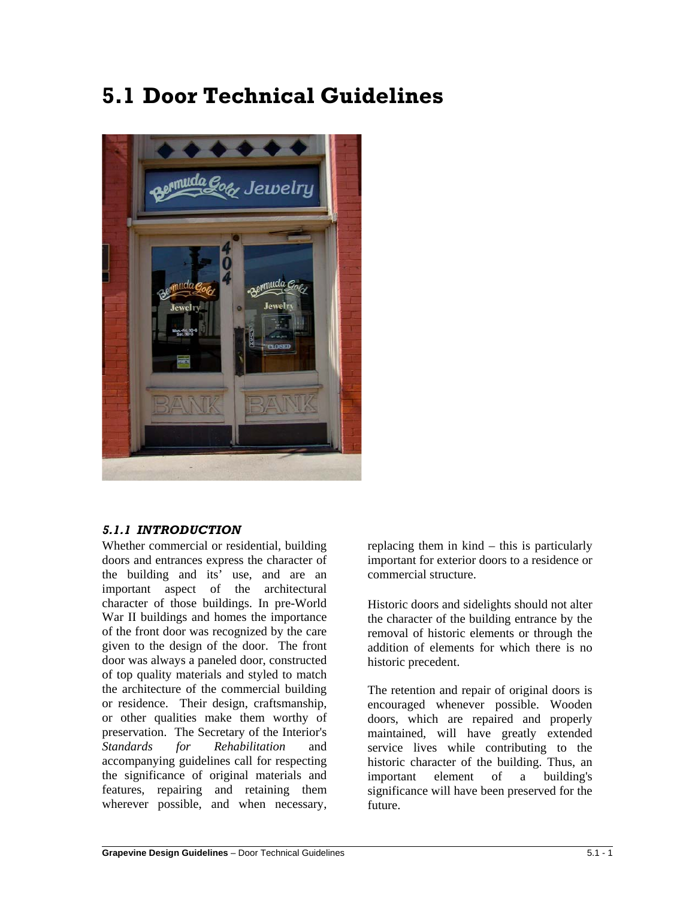# 5.1 Door Technical Guidelines

### *5.1.1 INTRODUCTION*

Whether commercial or residential, building doors and entrances express the character of the building and its' use, and are an important aspect of the architectural character of those buildings. In pre-World War II buildings and homes the importance of the front door was recognized by the care given to the design of the door. The front door was always a paneled door, constructed of top quality materials and styled to match the architecture of the commercial building or residence. Their design, craftsmanship, or other qualities make them worthy of preservation. The Secretary of the Interior's *Standards for Rehabilitation* and accompanying guidelines call for respecting the significance of original materials and features, repairing and retaining them wherever possible, and when necessary, replacing them in kind – this is particularly important for exterior doors to a residence or commercial structure.

Historic doors and sidelights should not alter the character of the building entrance by the removal of historic elements or through the addition of elements for which there is no historic precedent.

The retention and repair of original doors is encouraged whenever possible. Wooden doors, which are repaired and properly maintained, will have greatly extended service lives while contributing to the historic character of the building. Thus, an important element of a building's significance will have been preserved for the future.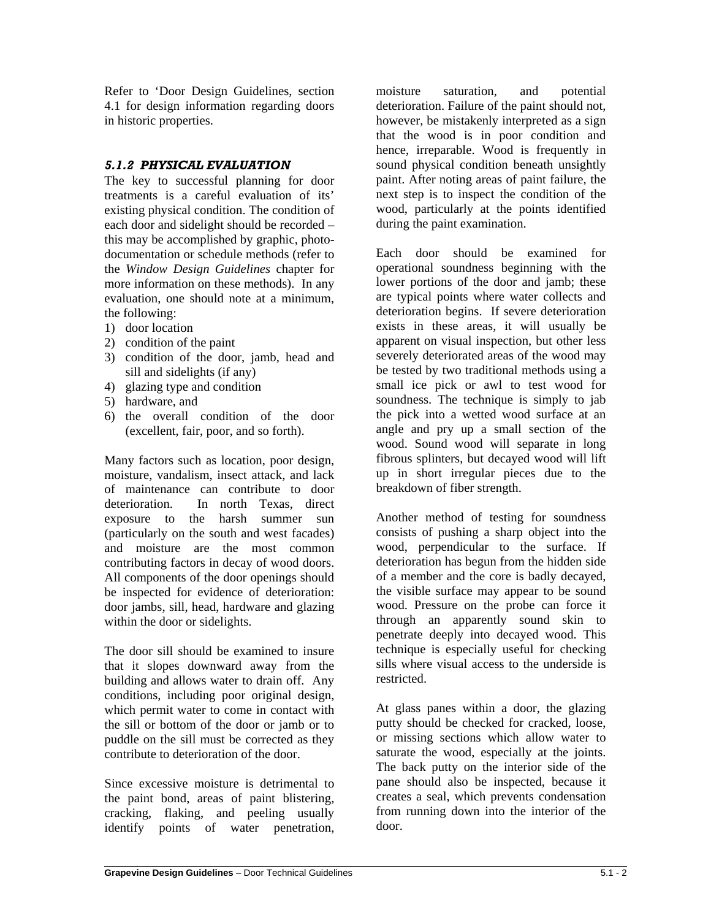Refer to 'Door Design Guidelines, section 4.1 for design information regarding doors in historic properties.

### *5.1.2 PHYSICAL EVALUATION*

The key to successful planning for door treatments is a careful evaluation of its' existing physical condition. The condition of each door and sidelight should be recorded – this may be accomplished by graphic, photo-documentation or schedule methods (refer to the *Window Design Guidelines* chapter for more information on these methods). In any evaluation, one should note at a minimum, the following:

1) door location
2) condition of the paint
3) condition of the door, jamb, head and sill and sidelights (if any)
4) glazing type and condition
5) hardware, and
6) the overall condition of the door (excellent, fair, poor, and so forth).

Many factors such as location, poor design, moisture, vandalism, insect attack, and lack of maintenance can contribute to door deterioration. In north Texas, direct exposure to the harsh summer sun (particularly on the south and west facades) and moisture are the most common contributing factors in decay of wood doors. All components of the door openings should be inspected for evidence of deterioration: door jambs, sill, head, hardware and glazing within the door or sidelights.

The door sill should be examined to insure that it slopes downward away from the building and allows water to drain off. Any conditions, including poor original design, which permit water to come in contact with the sill or bottom of the door or jamb or to puddle on the sill must be corrected as they contribute to deterioration of the door.

Since excessive moisture is detrimental to the paint bond, areas of paint blistering, cracking, flaking, and peeling usually identify points of water penetration, moisture saturation, and potential deterioration. Failure of the paint should not, however, be mistakenly interpreted as a sign that the wood is in poor condition and hence, irreparable. Wood is frequently in sound physical condition beneath unsightly paint. After noting areas of paint failure, the next step is to inspect the condition of the wood, particularly at the points identified during the paint examination.

Each door should be examined for operational soundness beginning with the lower portions of the door and jamb; these are typical points where water collects and deterioration begins. If severe deterioration exists in these areas, it will usually be apparent on visual inspection, but other less severely deteriorated areas of the wood may be tested by two traditional methods using a small ice pick or awl to test wood for soundness. The technique is simply to jab the pick into a wetted wood surface at an angle and pry up a small section of the wood. Sound wood will separate in long fibrous splinters, but decayed wood will lift up in short irregular pieces due to the breakdown of fiber strength.

Another method of testing for soundness consists of pushing a sharp object into the wood, perpendicular to the surface. If deterioration has begun from the hidden side of a member and the core is badly decayed, the visible surface may appear to be sound wood. Pressure on the probe can force it through an apparently sound skin to penetrate deeply into decayed wood. This technique is especially useful for checking sills where visual access to the underside is restricted.

At glass panes within a door, the glazing putty should be checked for cracked, loose, or missing sections which allow water to saturate the wood, especially at the joints. The back putty on the interior side of the pane should also be inspected, because it creates a seal, which prevents condensation from running down into the interior of the door.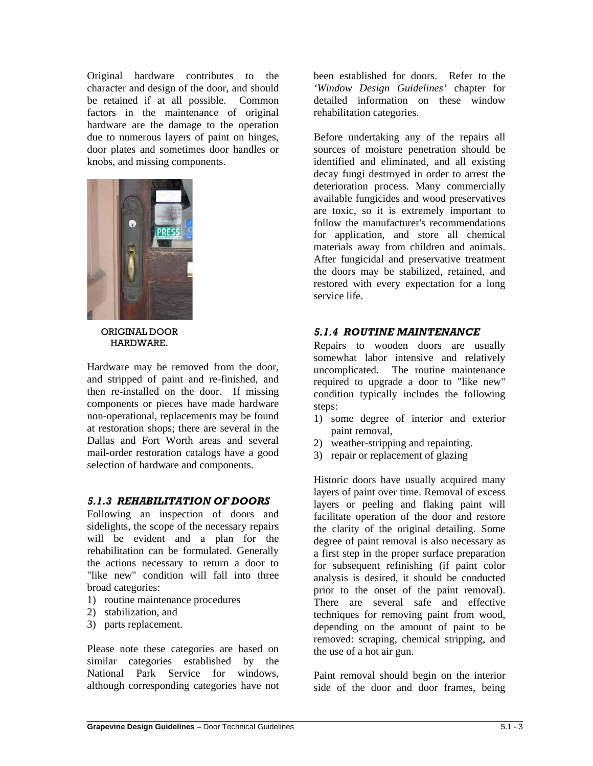Original hardware contributes to the character and design of the door, and should be retained if at all possible. Common factors in the maintenance of original hardware are the damage to the operation due to numerous layers of paint on hinges, door plates and sometimes door handles or knobs, and missing components.

ORIGINAL DOOR HARDWARE.

Hardware may be removed from the door, and stripped of paint and re-finished, and then re-installed on the door. If missing components or pieces have made hardware non-operational, replacements may be found at restoration shops; there are several in the Dallas and Fort Worth areas and several mail-order restoration catalogs have a good selection of hardware and components.

### *5.1.3 REHABILITATION OF DOORS*

Following an inspection of doors and sidelights, the scope of the necessary repairs will be evident and a plan for the rehabilitation can be formulated. Generally the actions necessary to return a door to "like new" condition will fall into three broad categories:

1) routine maintenance procedures
2) stabilization, and
3) parts replacement.

Please note these categories are based on similar categories established by the National Park Service for windows, although corresponding categories have not been established for doors. Refer to the *'Window Design Guidelines'* chapter for detailed information on these window rehabilitation categories.

Before undertaking any of the repairs all sources of moisture penetration should be identified and eliminated, and all existing decay fungi destroyed in order to arrest the deterioration process. Many commercially available fungicides and wood preservatives are toxic, so it is extremely important to follow the manufacturer's recommendations for application, and store all chemical materials away from children and animals. After fungicidal and preservative treatment the doors may be stabilized, retained, and restored with every expectation for a long service life.

### *5.1.4 ROUTINE MAINTENANCE*

Repairs to wooden doors are usually somewhat labor intensive and relatively uncomplicated. The routine maintenance required to upgrade a door to "like new" condition typically includes the following steps:

1) some degree of interior and exterior paint removal,
2) weather-stripping and repainting.
3) repair or replacement of glazing

Historic doors have usually acquired many layers of paint over time. Removal of excess layers or peeling and flaking paint will facilitate operation of the door and restore the clarity of the original detailing. Some degree of paint removal is also necessary as a first step in the proper surface preparation for subsequent refinishing (if paint color analysis is desired, it should be conducted prior to the onset of the paint removal). There are several safe and effective techniques for removing paint from wood, depending on the amount of paint to be removed: scraping, chemical stripping, and the use of a hot air gun.

Paint removal should begin on the interior side of the door and door frames, being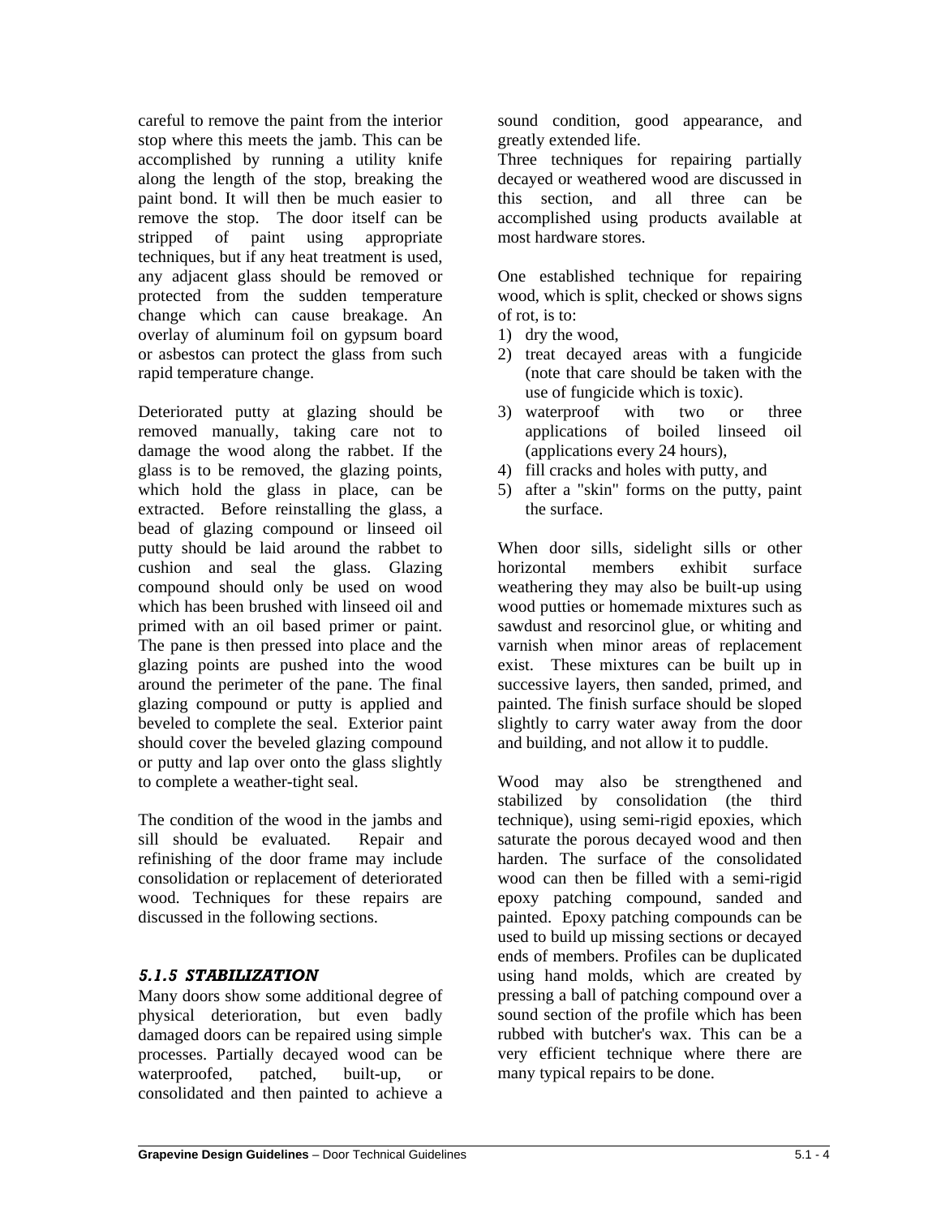careful to remove the paint from the interior stop where this meets the jamb. This can be accomplished by running a utility knife along the length of the stop, breaking the paint bond. It will then be much easier to remove the stop. The door itself can be stripped of paint using appropriate techniques, but if any heat treatment is used, any adjacent glass should be removed or protected from the sudden temperature change which can cause breakage. An overlay of aluminum foil on gypsum board or asbestos can protect the glass from such rapid temperature change.

Deteriorated putty at glazing should be removed manually, taking care not to damage the wood along the rabbet. If the glass is to be removed, the glazing points, which hold the glass in place, can be extracted. Before reinstalling the glass, a bead of glazing compound or linseed oil putty should be laid around the rabbet to cushion and seal the glass. Glazing compound should only be used on wood which has been brushed with linseed oil and primed with an oil based primer or paint. The pane is then pressed into place and the glazing points are pushed into the wood around the perimeter of the pane. The final glazing compound or putty is applied and beveled to complete the seal. Exterior paint should cover the beveled glazing compound or putty and lap over onto the glass slightly to complete a weather-tight seal.

The condition of the wood in the jambs and sill should be evaluated. Repair and refinishing of the door frame may include consolidation or replacement of deteriorated wood. Techniques for these repairs are discussed in the following sections.

### *5.1.5 STABILIZATION*

Many doors show some additional degree of physical deterioration, but even badly damaged doors can be repaired using simple processes. Partially decayed wood can be waterproofed, patched, built-up, or consolidated and then painted to achieve a sound condition, good appearance, and greatly extended life.

Three techniques for repairing partially decayed or weathered wood are discussed in this section, and all three can be accomplished using products available at most hardware stores.

One established technique for repairing wood, which is split, checked or shows signs of rot, is to:

1) dry the wood,
2) treat decayed areas with a fungicide (note that care should be taken with the use of fungicide which is toxic).
3) waterproof with two or three applications of boiled linseed oil (applications every 24 hours),
4) fill cracks and holes with putty, and
5) after a "skin" forms on the putty, paint the surface.

When door sills, sidelight sills or other horizontal members exhibit surface weathering they may also be built-up using wood putties or homemade mixtures such as sawdust and resorcinol glue, or whiting and varnish when minor areas of replacement exist. These mixtures can be built up in successive layers, then sanded, primed, and painted. The finish surface should be sloped slightly to carry water away from the door and building, and not allow it to puddle.

Wood may also be strengthened and stabilized by consolidation (the third technique), using semi-rigid epoxies, which saturate the porous decayed wood and then harden. The surface of the consolidated wood can then be filled with a semi-rigid epoxy patching compound, sanded and painted. Epoxy patching compounds can be used to build up missing sections or decayed ends of members. Profiles can be duplicated using hand molds, which are created by pressing a ball of patching compound over a sound section of the profile which has been rubbed with butcher's wax. This can be a very efficient technique where there are many typical repairs to be done.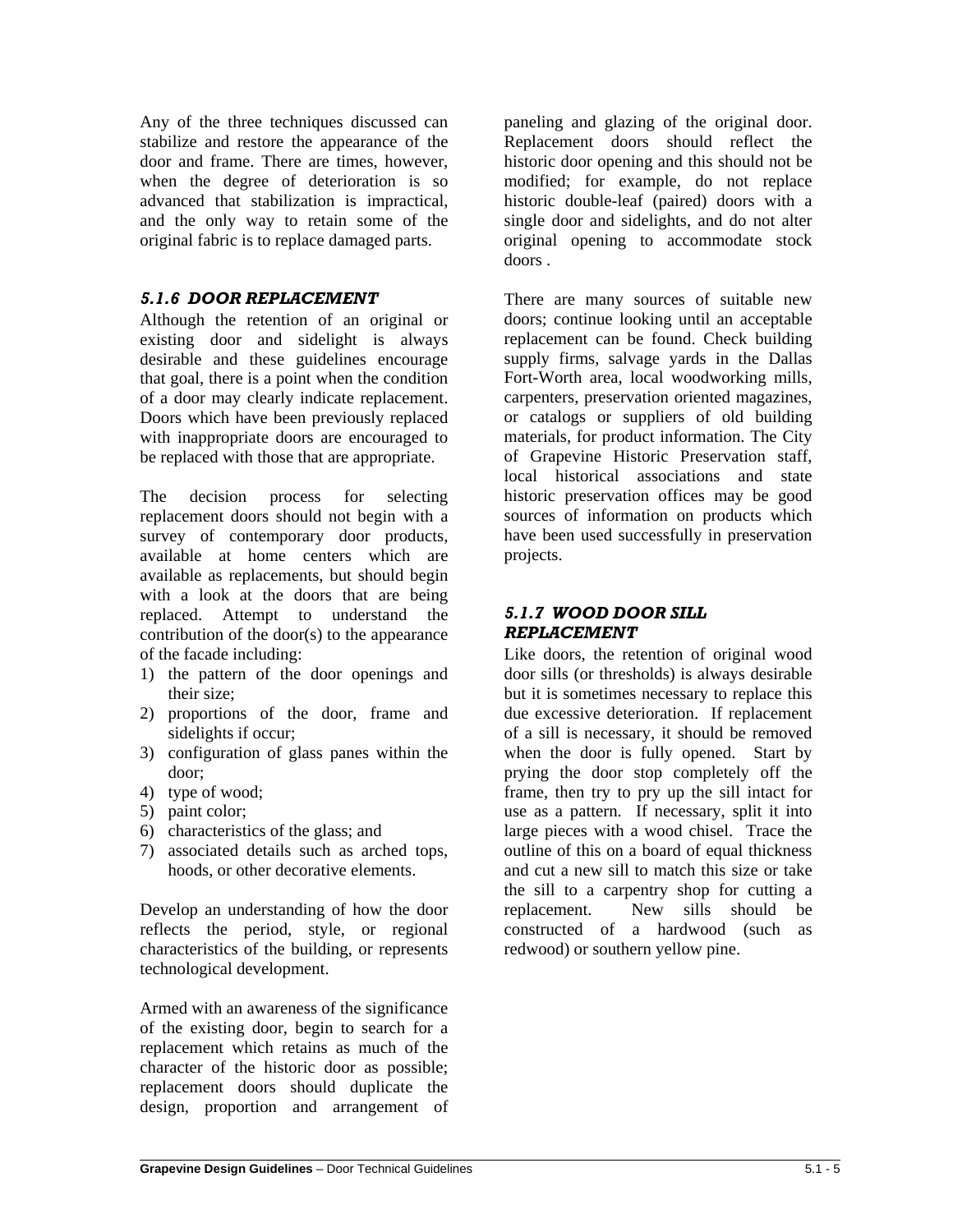Any of the three techniques discussed can stabilize and restore the appearance of the door and frame. There are times, however, when the degree of deterioration is so advanced that stabilization is impractical, and the only way to retain some of the original fabric is to replace damaged parts.

### *5.1.6 DOOR REPLACEMENT*

Although the retention of an original or existing door and sidelight is always desirable and these guidelines encourage that goal, there is a point when the condition of a door may clearly indicate replacement. Doors which have been previously replaced with inappropriate doors are encouraged to be replaced with those that are appropriate.

The decision process for selecting replacement doors should not begin with a survey of contemporary door products, available at home centers which are available as replacements, but should begin with a look at the doors that are being replaced. Attempt to understand the contribution of the door(s) to the appearance of the facade including:

1) the pattern of the door openings and their size;
2) proportions of the door, frame and sidelights if occur;
3) configuration of glass panes within the door;
4) type of wood;
5) paint color;
6) characteristics of the glass; and
7) associated details such as arched tops, hoods, or other decorative elements.

Develop an understanding of how the door reflects the period, style, or regional characteristics of the building, or represents technological development.

Armed with an awareness of the significance of the existing door, begin to search for a replacement which retains as much of the character of the historic door as possible; replacement doors should duplicate the design, proportion and arrangement of paneling and glazing of the original door. Replacement doors should reflect the historic door opening and this should not be modified; for example, do not replace historic double-leaf (paired) doors with a single door and sidelights, and do not alter original opening to accommodate stock doors .

There are many sources of suitable new doors; continue looking until an acceptable replacement can be found. Check building supply firms, salvage yards in the Dallas Fort-Worth area, local woodworking mills, carpenters, preservation oriented magazines, or catalogs or suppliers of old building materials, for product information. The City of Grapevine Historic Preservation staff, local historical associations and state historic preservation offices may be good sources of information on products which have been used successfully in preservation projects.

### *5.1.7 WOOD DOOR SILL REPLACEMENT*

Like doors, the retention of original wood door sills (or thresholds) is always desirable but it is sometimes necessary to replace this due excessive deterioration. If replacement of a sill is necessary, it should be removed when the door is fully opened. Start by prying the door stop completely off the frame, then try to pry up the sill intact for use as a pattern. If necessary, split it into large pieces with a wood chisel. Trace the outline of this on a board of equal thickness and cut a new sill to match this size or take the sill to a carpentry shop for cutting a replacement. New sills should be constructed of a hardwood (such as redwood) or southern yellow pine.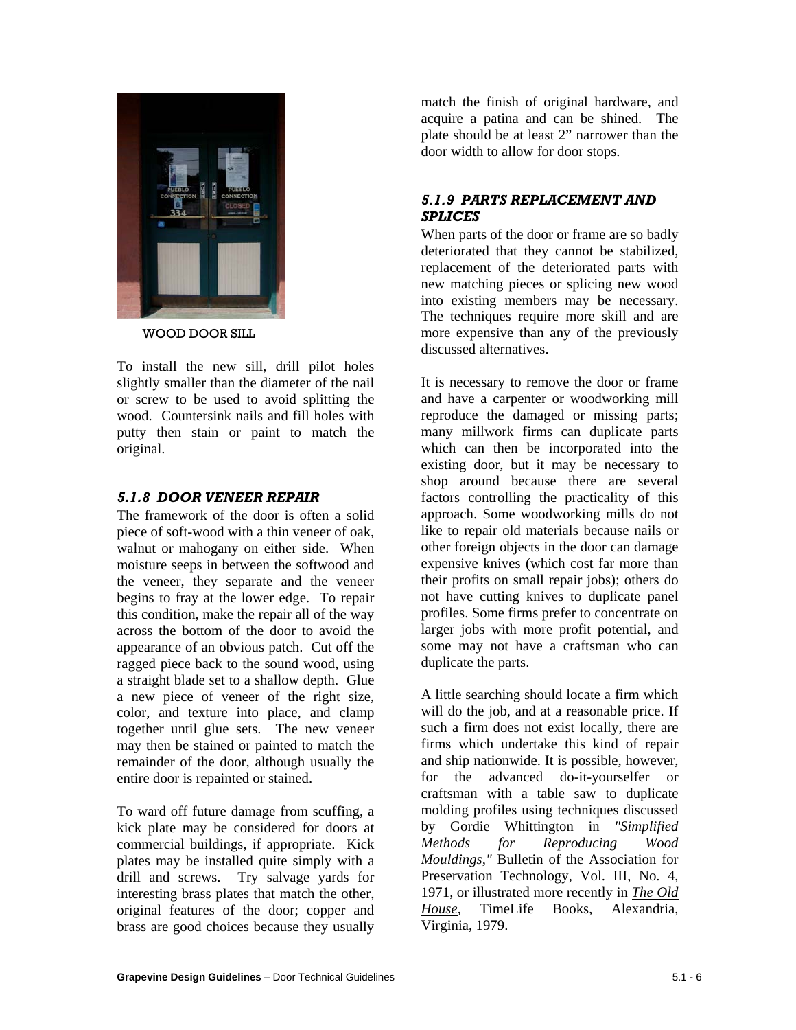WOOD DOOR SILL

To install the new sill, drill pilot holes slightly smaller than the diameter of the nail or screw to be used to avoid splitting the wood. Countersink nails and fill holes with putty then stain or paint to match the original.

### *5.1.8 DOOR VENEER REPAIR*

The framework of the door is often a solid piece of soft-wood with a thin veneer of oak, walnut or mahogany on either side. When moisture seeps in between the softwood and the veneer, they separate and the veneer begins to fray at the lower edge. To repair this condition, make the repair all of the way across the bottom of the door to avoid the appearance of an obvious patch. Cut off the ragged piece back to the sound wood, using a straight blade set to a shallow depth. Glue a new piece of veneer of the right size, color, and texture into place, and clamp together until glue sets. The new veneer may then be stained or painted to match the remainder of the door, although usually the entire door is repainted or stained.

To ward off future damage from scuffing, a kick plate may be considered for doors at commercial buildings, if appropriate. Kick plates may be installed quite simply with a drill and screws. Try salvage yards for interesting brass plates that match the other, original features of the door; copper and brass are good choices because they usually match the finish of original hardware, and acquire a patina and can be shined. The plate should be at least 2" narrower than the door width to allow for door stops.

### *5.1.9 PARTS REPLACEMENT AND SPLICES*

When parts of the door or frame are so badly deteriorated that they cannot be stabilized, replacement of the deteriorated parts with new matching pieces or splicing new wood into existing members may be necessary. The techniques require more skill and are more expensive than any of the previously discussed alternatives.

It is necessary to remove the door or frame and have a carpenter or woodworking mill reproduce the damaged or missing parts; many millwork firms can duplicate parts which can then be incorporated into the existing door, but it may be necessary to shop around because there are several factors controlling the practicality of this approach. Some woodworking mills do not like to repair old materials because nails or other foreign objects in the door can damage expensive knives (which cost far more than their profits on small repair jobs); others do not have cutting knives to duplicate panel profiles. Some firms prefer to concentrate on larger jobs with more profit potential, and some may not have a craftsman who can duplicate the parts.

A little searching should locate a firm which will do the job, and at a reasonable price. If such a firm does not exist locally, there are firms which undertake this kind of repair and ship nationwide. It is possible, however, for the advanced do-it-yourselfer or craftsman with a table saw to duplicate molding profiles using techniques discussed by Gordie Whittington in *"Simplified Methods for Reproducing Wood Mouldings,"* Bulletin of the Association for Preservation Technology, Vol. III, No. 4, 1971, or illustrated more recently in ***The Old House***, TimeLife Books, Alexandria, Virginia, 1979.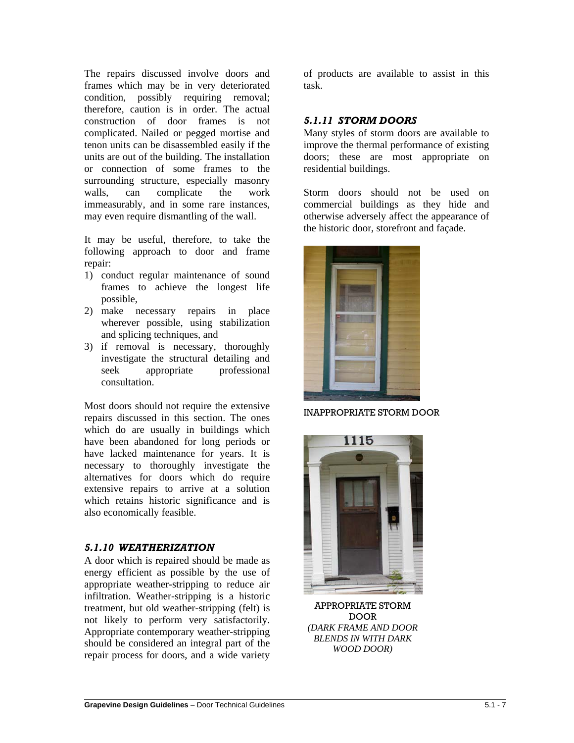The repairs discussed involve doors and frames which may be in very deteriorated condition, possibly requiring removal; therefore, caution is in order. The actual construction of door frames is not complicated. Nailed or pegged mortise and tenon units can be disassembled easily if the units are out of the building. The installation or connection of some frames to the surrounding structure, especially masonry walls, can complicate the work immeasurably, and in some rare instances, may even require dismantling of the wall.

It may be useful, therefore, to take the following approach to door and frame repair:

1) conduct regular maintenance of sound frames to achieve the longest life possible,
2) make necessary repairs in place wherever possible, using stabilization and splicing techniques, and
3) if removal is necessary, thoroughly investigate the structural detailing and seek appropriate professional consultation.

Most doors should not require the extensive repairs discussed in this section. The ones which do are usually in buildings which have been abandoned for long periods or have lacked maintenance for years. It is necessary to thoroughly investigate the alternatives for doors which do require extensive repairs to arrive at a solution which retains historic significance and is also economically feasible.

### *5.1.10 WEATHERIZATION*

A door which is repaired should be made as energy efficient as possible by the use of appropriate weather-stripping to reduce air infiltration. Weather-stripping is a historic treatment, but old weather-stripping (felt) is not likely to perform very satisfactorily. Appropriate contemporary weather-stripping should be considered an integral part of the repair process for doors, and a wide variety of products are available to assist in this task.

### *5.1.11 STORM DOORS*

Many styles of storm doors are available to improve the thermal performance of existing doors; these are most appropriate on residential buildings.

Storm doors should not be used on commercial buildings as they hide and otherwise adversely affect the appearance of the historic door, storefront and façade.

INAPPROPRIATE STORM DOOR

APPROPRIATE STORM DOOR
*(DARK FRAME AND DOOR BLENDS IN WITH DARK WOOD DOOR)*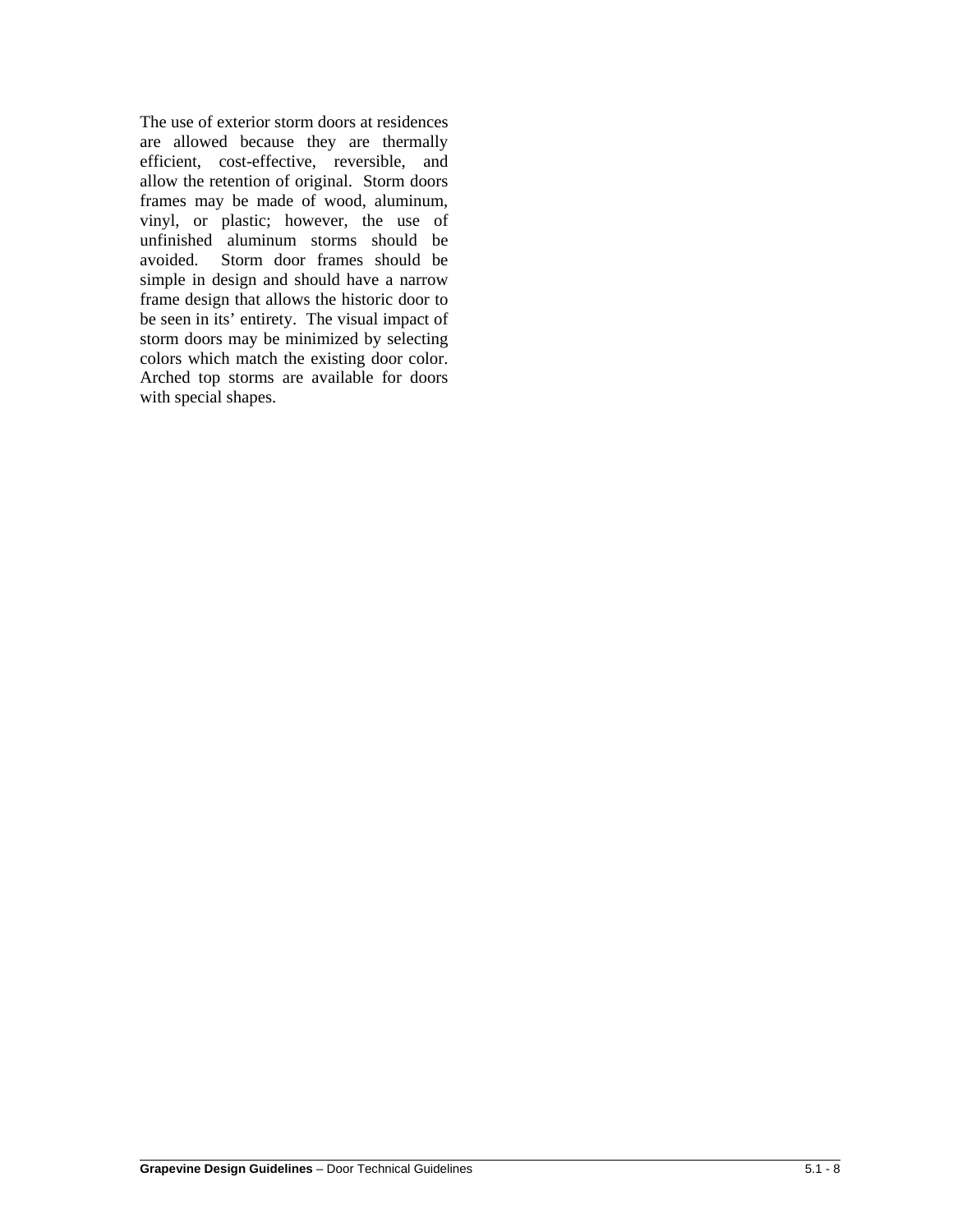The use of exterior storm doors at residences are allowed because they are thermally efficient, cost-effective, reversible, and allow the retention of original. Storm doors frames may be made of wood, aluminum, vinyl, or plastic; however, the use of unfinished aluminum storms should be avoided. Storm door frames should be simple in design and should have a narrow frame design that allows the historic door to be seen in its' entirety. The visual impact of storm doors may be minimized by selecting colors which match the existing door color. Arched top storms are available for doors with special shapes.